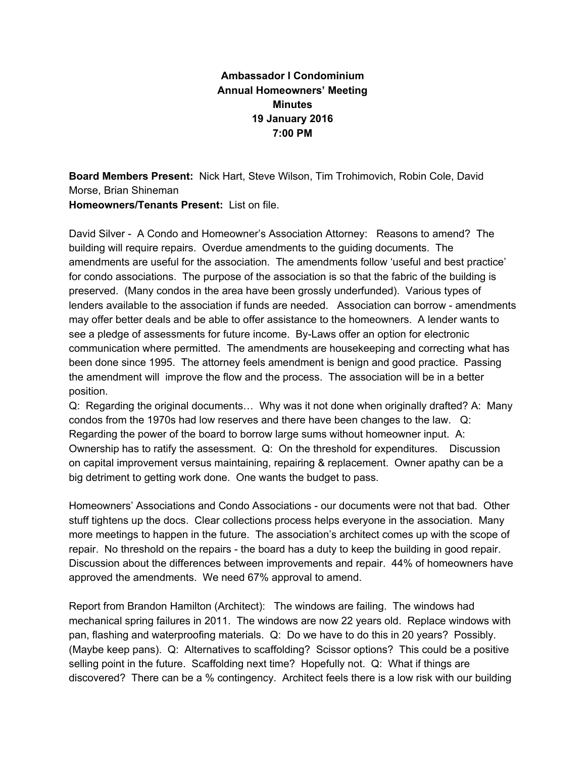**Ambassador I Condominium**
**Annual Homeowners' Meeting**
**Minutes**
**19 January 2016**
**7:00 PM**

**Board Members Present:** Nick Hart, Steve Wilson, Tim Trohimovich, Robin Cole, David Morse, Brian Shineman
**Homeowners/Tenants Present:** List on file.

David Silver - A Condo and Homeowner's Association Attorney: Reasons to amend? The building will require repairs. Overdue amendments to the guiding documents. The amendments are useful for the association. The amendments follow 'useful and best practice' for condo associations. The purpose of the association is so that the fabric of the building is preserved. (Many condos in the area have been grossly underfunded). Various types of lenders available to the association if funds are needed. Association can borrow - amendments may offer better deals and be able to offer assistance to the homeowners. A lender wants to see a pledge of assessments for future income. By-Laws offer an option for electronic communication where permitted. The amendments are housekeeping and correcting what has been done since 1995. The attorney feels amendment is benign and good practice. Passing the amendment will improve the flow and the process. The association will be in a better position.
Q: Regarding the original documents… Why was it not done when originally drafted? A: Many condos from the 1970s had low reserves and there have been changes to the law. Q: Regarding the power of the board to borrow large sums without homeowner input. A: Ownership has to ratify the assessment. Q: On the threshold for expenditures. Discussion on capital improvement versus maintaining, repairing & replacement. Owner apathy can be a big detriment to getting work done. One wants the budget to pass.

Homeowners' Associations and Condo Associations - our documents were not that bad. Other stuff tightens up the docs. Clear collections process helps everyone in the association. Many more meetings to happen in the future. The association's architect comes up with the scope of repair. No threshold on the repairs - the board has a duty to keep the building in good repair. Discussion about the differences between improvements and repair. 44% of homeowners have approved the amendments. We need 67% approval to amend.

Report from Brandon Hamilton (Architect): The windows are failing. The windows had mechanical spring failures in 2011. The windows are now 22 years old. Replace windows with pan, flashing and waterproofing materials. Q: Do we have to do this in 20 years? Possibly. (Maybe keep pans). Q: Alternatives to scaffolding? Scissor options? This could be a positive selling point in the future. Scaffolding next time? Hopefully not. Q: What if things are discovered? There can be a % contingency. Architect feels there is a low risk with our building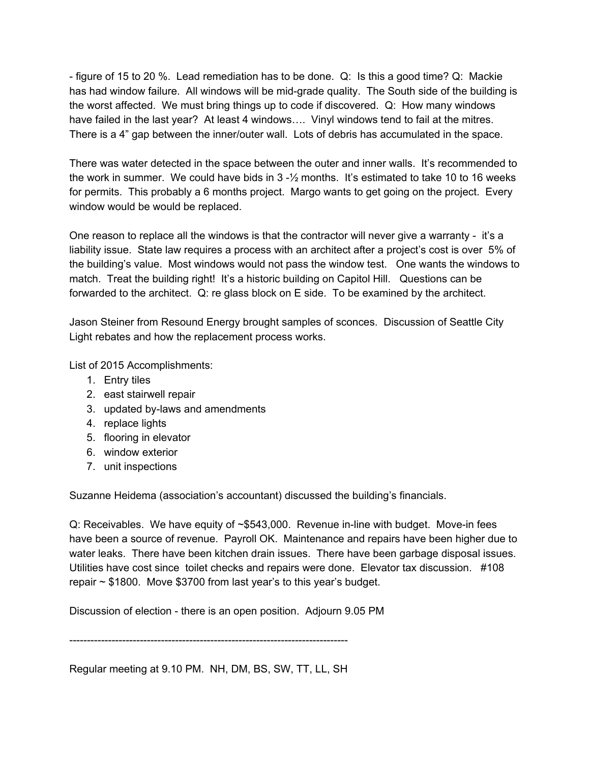- figure of 15 to 20 %. Lead remediation has to be done. Q: Is this a good time? Q: Mackie has had window failure. All windows will be mid-grade quality. The South side of the building is the worst affected. We must bring things up to code if discovered. Q: How many windows have failed in the last year? At least 4 windows…. Vinyl windows tend to fail at the mitres. There is a 4" gap between the inner/outer wall. Lots of debris has accumulated in the space.

There was water detected in the space between the outer and inner walls. It's recommended to the work in summer. We could have bids in 3 -½ months. It's estimated to take 10 to 16 weeks for permits. This probably a 6 months project. Margo wants to get going on the project. Every window would be would be replaced.

One reason to replace all the windows is that the contractor will never give a warranty - it's a liability issue. State law requires a process with an architect after a project's cost is over 5% of the building's value. Most windows would not pass the window test. One wants the windows to match. Treat the building right! It's a historic building on Capitol Hill. Questions can be forwarded to the architect. Q: re glass block on E side. To be examined by the architect.

Jason Steiner from Resound Energy brought samples of sconces. Discussion of Seattle City Light rebates and how the replacement process works.

List of 2015 Accomplishments:

1. Entry tiles
2. east stairwell repair
3. updated by-laws and amendments
4. replace lights
5. flooring in elevator
6. window exterior
7. unit inspections

Suzanne Heidema (association's accountant) discussed the building's financials.

Q: Receivables. We have equity of ~$543,000. Revenue in-line with budget. Move-in fees have been a source of revenue. Payroll OK. Maintenance and repairs have been higher due to water leaks. There have been kitchen drain issues. There have been garbage disposal issues. Utilities have cost since toilet checks and repairs were done. Elevator tax discussion. #108 repair ~ $1800. Move $3700 from last year's to this year's budget.

Discussion of election - there is an open position. Adjourn 9.05 PM

-------------------------------------------------------------------------------

Regular meeting at 9.10 PM. NH, DM, BS, SW, TT, LL, SH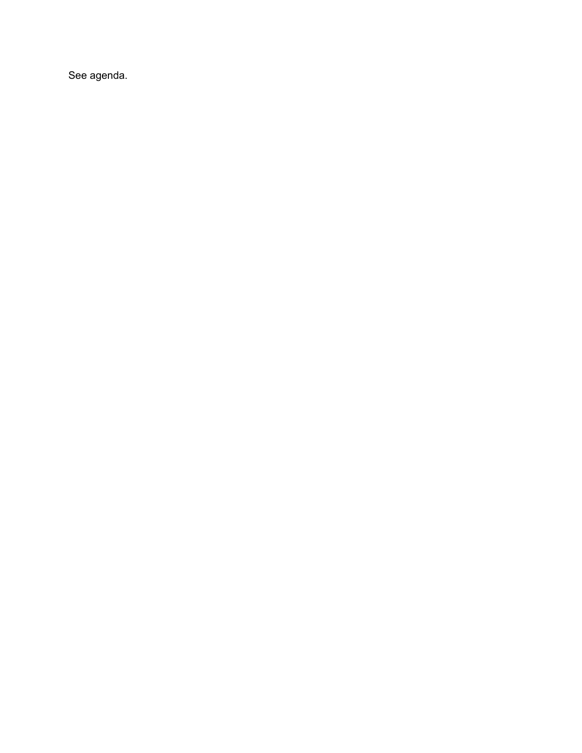See agenda.